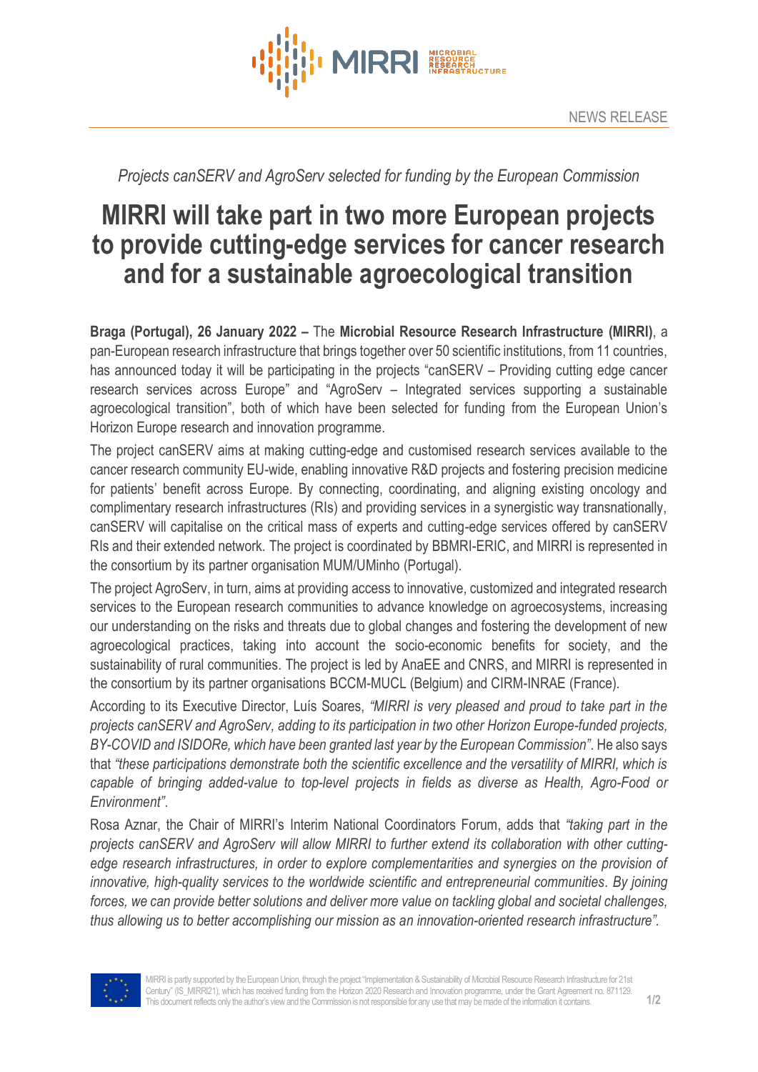NEWS RELEASE

*Projects canSERV and AgroServ selected for funding by the European Commission*

# MIRRI will take part in two more European projects to provide cutting-edge services for cancer research and for a sustainable agroecological transition

**Braga (Portugal), 26 January 2022 –** The **Microbial Resource Research Infrastructure (MIRRI)**, a pan-European research infrastructure that brings together over 50 scientific institutions, from 11 countries, has announced today it will be participating in the projects "canSERV – Providing cutting edge cancer research services across Europe" and "AgroServ – Integrated services supporting a sustainable agroecological transition", both of which have been selected for funding from the European Union's Horizon Europe research and innovation programme.

The project canSERV aims at making cutting-edge and customised research services available to the cancer research community EU-wide, enabling innovative R&D projects and fostering precision medicine for patients' benefit across Europe. By connecting, coordinating, and aligning existing oncology and complimentary research infrastructures (RIs) and providing services in a synergistic way transnationally, canSERV will capitalise on the critical mass of experts and cutting-edge services offered by canSERV RIs and their extended network. The project is coordinated by BBMRI-ERIC, and MIRRI is represented in the consortium by its partner organisation MUM/UMinho (Portugal).

The project AgroServ, in turn, aims at providing access to innovative, customized and integrated research services to the European research communities to advance knowledge on agroecosystems, increasing our understanding on the risks and threats due to global changes and fostering the development of new agroecological practices, taking into account the socio-economic benefits for society, and the sustainability of rural communities. The project is led by AnaEE and CNRS, and MIRRI is represented in the consortium by its partner organisations BCCM-MUCL (Belgium) and CIRM-INRAE (France).

According to its Executive Director, Luís Soares, *"MIRRI is very pleased and proud to take part in the projects canSERV and AgroServ, adding to its participation in two other Horizon Europe-funded projects, BY-COVID and ISIDORe, which have been granted last year by the European Commission"*. He also says that *"these participations demonstrate both the scientific excellence and the versatility of MIRRI, which is capable of bringing added-value to top-level projects in fields as diverse as Health, Agro-Food or Environment"*.

Rosa Aznar, the Chair of MIRRI's Interim National Coordinators Forum, adds that *"taking part in the projects canSERV and AgroServ will allow MIRRI to further extend its collaboration with other cutting-edge research infrastructures, in order to explore complementarities and synergies on the provision of innovative, high-quality services to the worldwide scientific and entrepreneurial communities. By joining forces, we can provide better solutions and deliver more value on tackling global and societal challenges, thus allowing us to better accomplishing our mission as an innovation-oriented research infrastructure"*.

MIRRI is partly supported by the European Union, through the project "Implementation & Sustainability of Microbial Resource Research Infrastructure for 21st Century" (IS_MIRRI21), which has received funding from the Horizon 2020 Research and Innovation programme, under the Grant Agreement no. 871129. This document reflects only the author's view and the Commission is not responsible for any use that may be made of the information it contains.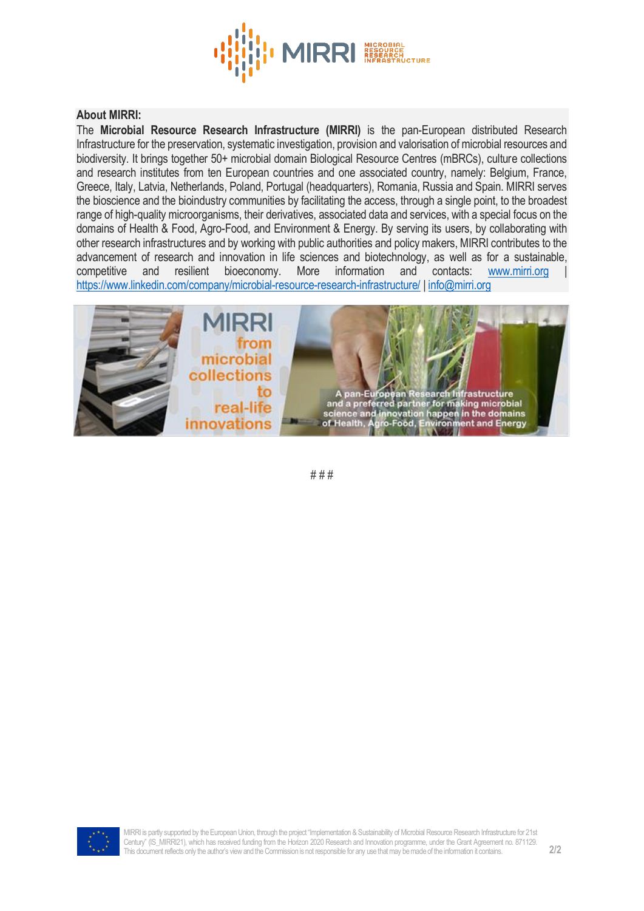**About MIRRI:**

The **Microbial Resource Research Infrastructure (MIRRI)** is the pan-European distributed Research Infrastructure for the preservation, systematic investigation, provision and valorisation of microbial resources and biodiversity. It brings together 50+ microbial domain Biological Resource Centres (mBRCs), culture collections and research institutes from ten European countries and one associated country, namely: Belgium, France, Greece, Italy, Latvia, Netherlands, Poland, Portugal (headquarters), Romania, Russia and Spain. MIRRI serves the bioscience and the bioindustry communities by facilitating the access, through a single point, to the broadest range of high-quality microorganisms, their derivatives, associated data and services, with a special focus on the domains of Health & Food, Agro-Food, and Environment & Energy. By serving its users, by collaborating with other research infrastructures and by working with public authorities and policy makers, MIRRI contributes to the advancement of research and innovation in life sciences and biotechnology, as well as for a sustainable, competitive and resilient bioeconomy. More information and contacts: www.mirri.org | https://www.linkedin.com/company/microbial-resource-research-infrastructure/ | info@mirri.org

###

MIRRI is partly supported by the European Union, through the project "Implementation & Sustainability of Microbial Resource Research Infrastructure for 21st Century" (IS_MIRRI21), which has received funding from the Horizon 2020 Research and Innovation programme, under the Grant Agreement no. 871129. This document reflects only the author's view and the Commission is not responsible for any use that may be made of the information it contains.